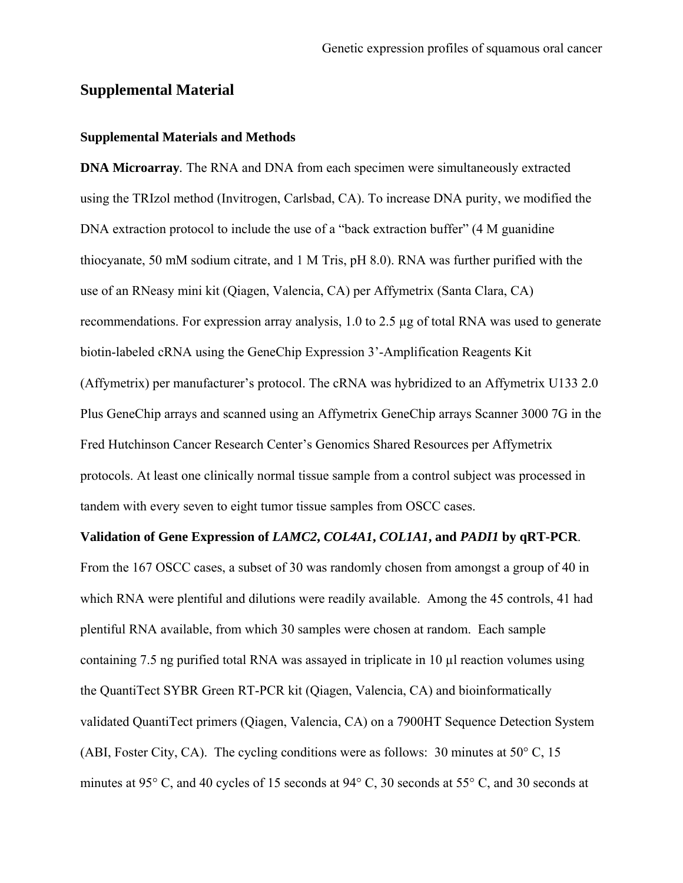## Supplemental Material

### Supplemental Materials and Methods

**DNA Microarray**. The RNA and DNA from each specimen were simultaneously extracted using the TRIzol method (Invitrogen, Carlsbad, CA). To increase DNA purity, we modified the DNA extraction protocol to include the use of a "back extraction buffer" (4 M guanidine thiocyanate, 50 mM sodium citrate, and 1 M Tris, pH 8.0). RNA was further purified with the use of an RNeasy mini kit (Qiagen, Valencia, CA) per Affymetrix (Santa Clara, CA) recommendations. For expression array analysis, 1.0 to 2.5 μg of total RNA was used to generate biotin-labeled cRNA using the GeneChip Expression 3'-Amplification Reagents Kit (Affymetrix) per manufacturer's protocol. The cRNA was hybridized to an Affymetrix U133 2.0 Plus GeneChip arrays and scanned using an Affymetrix GeneChip arrays Scanner 3000 7G in the Fred Hutchinson Cancer Research Center's Genomics Shared Resources per Affymetrix protocols. At least one clinically normal tissue sample from a control subject was processed in tandem with every seven to eight tumor tissue samples from OSCC cases.

**Validation of Gene Expression of *LAMC2*, *COL4A1*, *COL1A1*, and *PADI1* by qRT-PCR**. From the 167 OSCC cases, a subset of 30 was randomly chosen from amongst a group of 40 in which RNA were plentiful and dilutions were readily available. Among the 45 controls, 41 had plentiful RNA available, from which 30 samples were chosen at random. Each sample containing 7.5 ng purified total RNA was assayed in triplicate in 10 μl reaction volumes using the QuantiTect SYBR Green RT-PCR kit (Qiagen, Valencia, CA) and bioinformatically validated QuantiTect primers (Qiagen, Valencia, CA) on a 7900HT Sequence Detection System (ABI, Foster City, CA). The cycling conditions were as follows: 30 minutes at 50° C, 15 minutes at 95° C, and 40 cycles of 15 seconds at 94° C, 30 seconds at 55° C, and 30 seconds at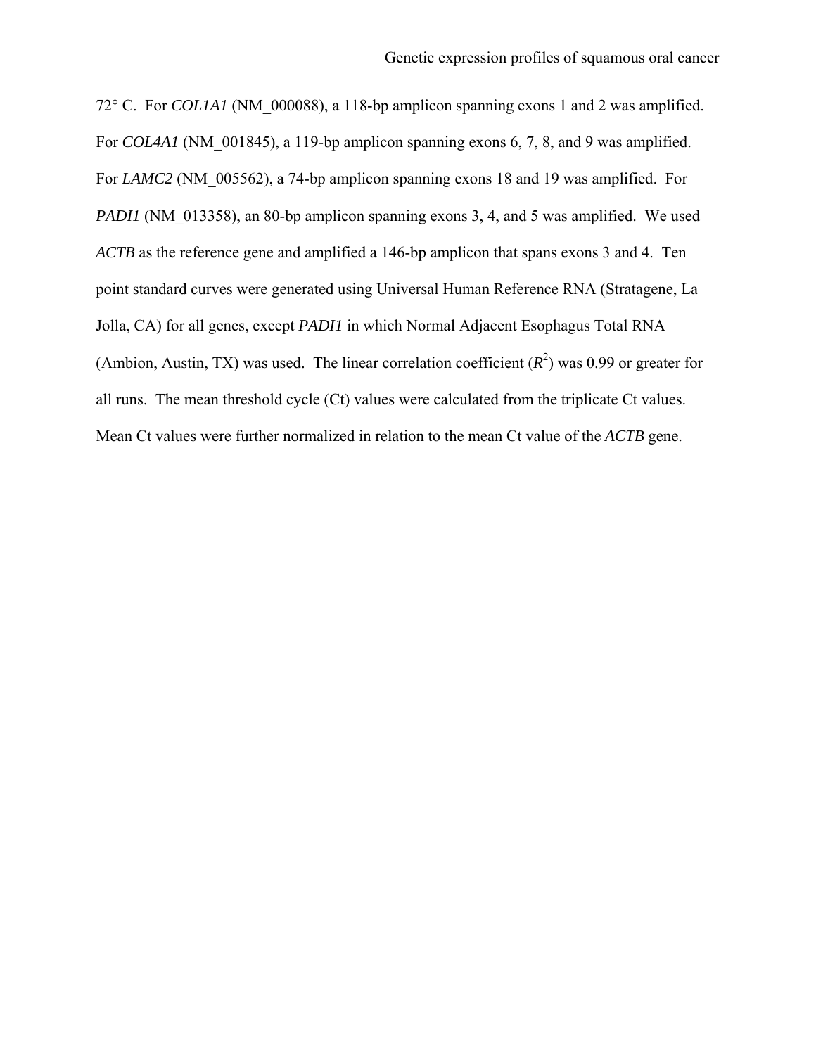72° C. For *COL1A1* (NM_000088), a 118-bp amplicon spanning exons 1 and 2 was amplified. For *COL4A1* (NM_001845), a 119-bp amplicon spanning exons 6, 7, 8, and 9 was amplified. For *LAMC2* (NM_005562), a 74-bp amplicon spanning exons 18 and 19 was amplified. For *PADI1* (NM_013358), an 80-bp amplicon spanning exons 3, 4, and 5 was amplified. We used *ACTB* as the reference gene and amplified a 146-bp amplicon that spans exons 3 and 4. Ten point standard curves were generated using Universal Human Reference RNA (Stratagene, La Jolla, CA) for all genes, except *PADI1* in which Normal Adjacent Esophagus Total RNA (Ambion, Austin, TX) was used. The linear correlation coefficient ($R^2$) was 0.99 or greater for all runs. The mean threshold cycle (Ct) values were calculated from the triplicate Ct values. Mean Ct values were further normalized in relation to the mean Ct value of the *ACTB* gene.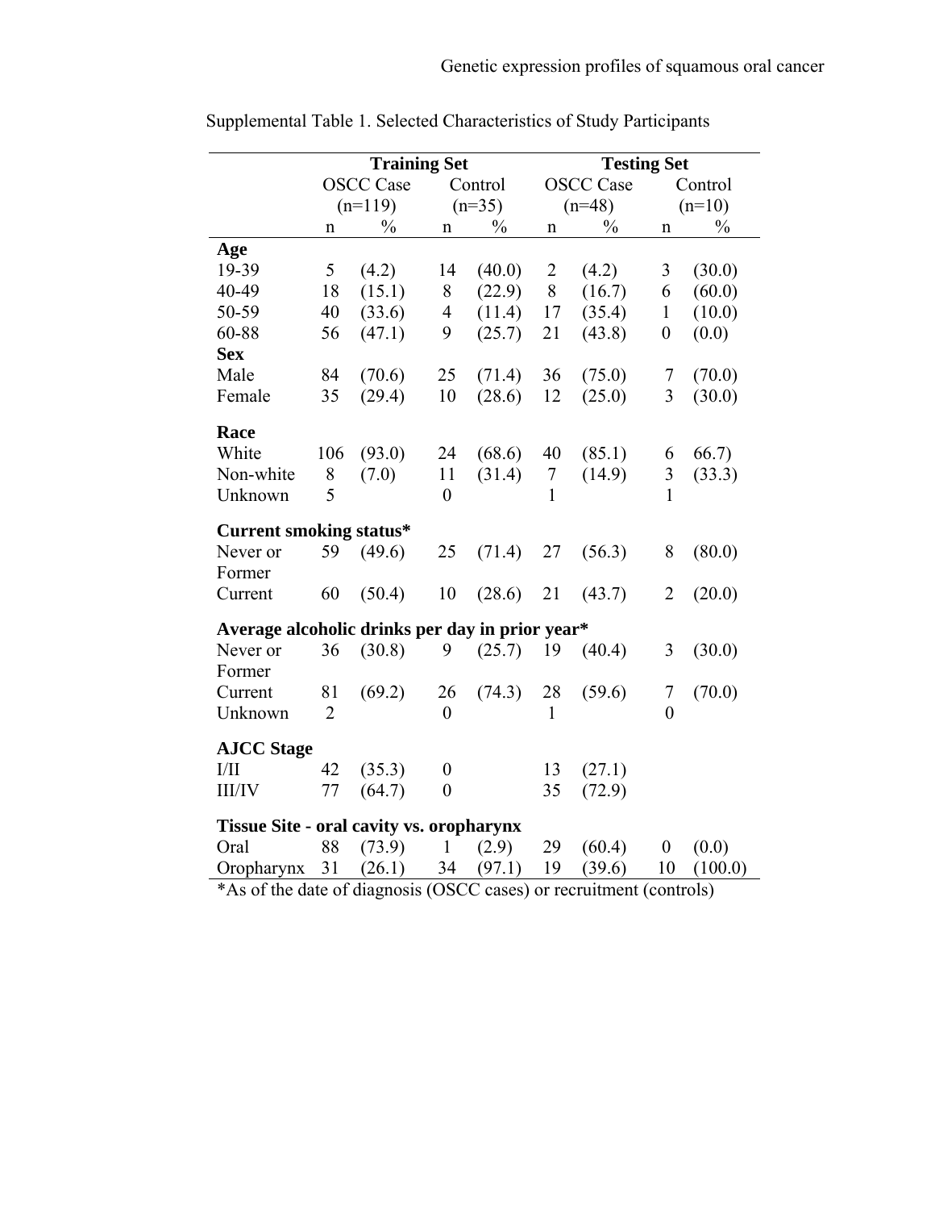Supplemental Table 1. Selected Characteristics of Study Participants

| | Training Set | | | | Testing Set | | | |
|---|---|---|---|---|---|---|---|---|
| | OSCC Case (n=119) | | Control (n=35) | | OSCC Case (n=48) | | Control (n=10) | |
| | n | % | n | % | n | % | n | % |
| **Age** | | | | | | | | |
| 19-39 | 5 | (4.2) | 14 | (40.0) | 2 | (4.2) | 3 | (30.0) |
| 40-49 | 18 | (15.1) | 8 | (22.9) | 8 | (16.7) | 6 | (60.0) |
| 50-59 | 40 | (33.6) | 4 | (11.4) | 17 | (35.4) | 1 | (10.0) |
| 60-88 | 56 | (47.1) | 9 | (25.7) | 21 | (43.8) | 0 | (0.0) |
| **Sex** | | | | | | | | |
| Male | 84 | (70.6) | 25 | (71.4) | 36 | (75.0) | 7 | (70.0) |
| Female | 35 | (29.4) | 10 | (28.6) | 12 | (25.0) | 3 | (30.0) |
| **Race** | | | | | | | | |
| White | 106 | (93.0) | 24 | (68.6) | 40 | (85.1) | 6 | 66.7) |
| Non-white | 8 | (7.0) | 11 | (31.4) | 7 | (14.9) | 3 | (33.3) |
| Unknown | 5 | | 0 | | 1 | | 1 | |
| **Current smoking status*** | | | | | | | | |
| Never or Former | 59 | (49.6) | 25 | (71.4) | 27 | (56.3) | 8 | (80.0) |
| Current | 60 | (50.4) | 10 | (28.6) | 21 | (43.7) | 2 | (20.0) |
| **Average alcoholic drinks per day in prior year*** | | | | | | | | |
| Never or Former | 36 | (30.8) | 9 | (25.7) | 19 | (40.4) | 3 | (30.0) |
| Current | 81 | (69.2) | 26 | (74.3) | 28 | (59.6) | 7 | (70.0) |
| Unknown | 2 | | 0 | | 1 | | 0 | |
| **AJCC Stage** | | | | | | | | |
| I/II | 42 | (35.3) | 0 | | 13 | (27.1) | | |
| III/IV | 77 | (64.7) | 0 | | 35 | (72.9) | | |
| **Tissue Site - oral cavity vs. oropharynx** | | | | | | | | |
| Oral | 88 | (73.9) | 1 | (2.9) | 29 | (60.4) | 0 | (0.0) |
| Oropharynx | 31 | (26.1) | 34 | (97.1) | 19 | (39.6) | 10 | (100.0) |

*As of the date of diagnosis (OSCC cases) or recruitment (controls)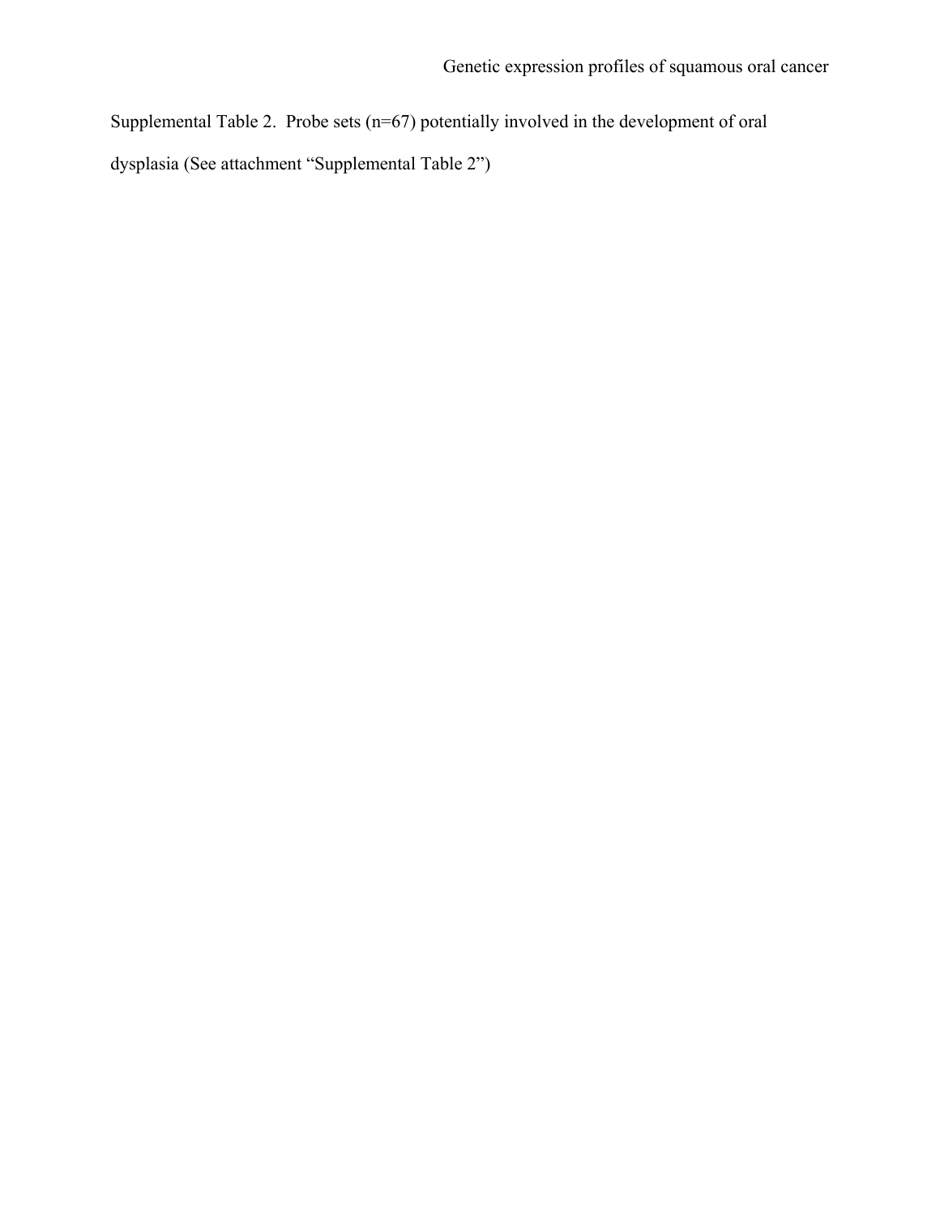Supplemental Table 2. Probe sets (n=67) potentially involved in the development of oral dysplasia (See attachment "Supplemental Table 2")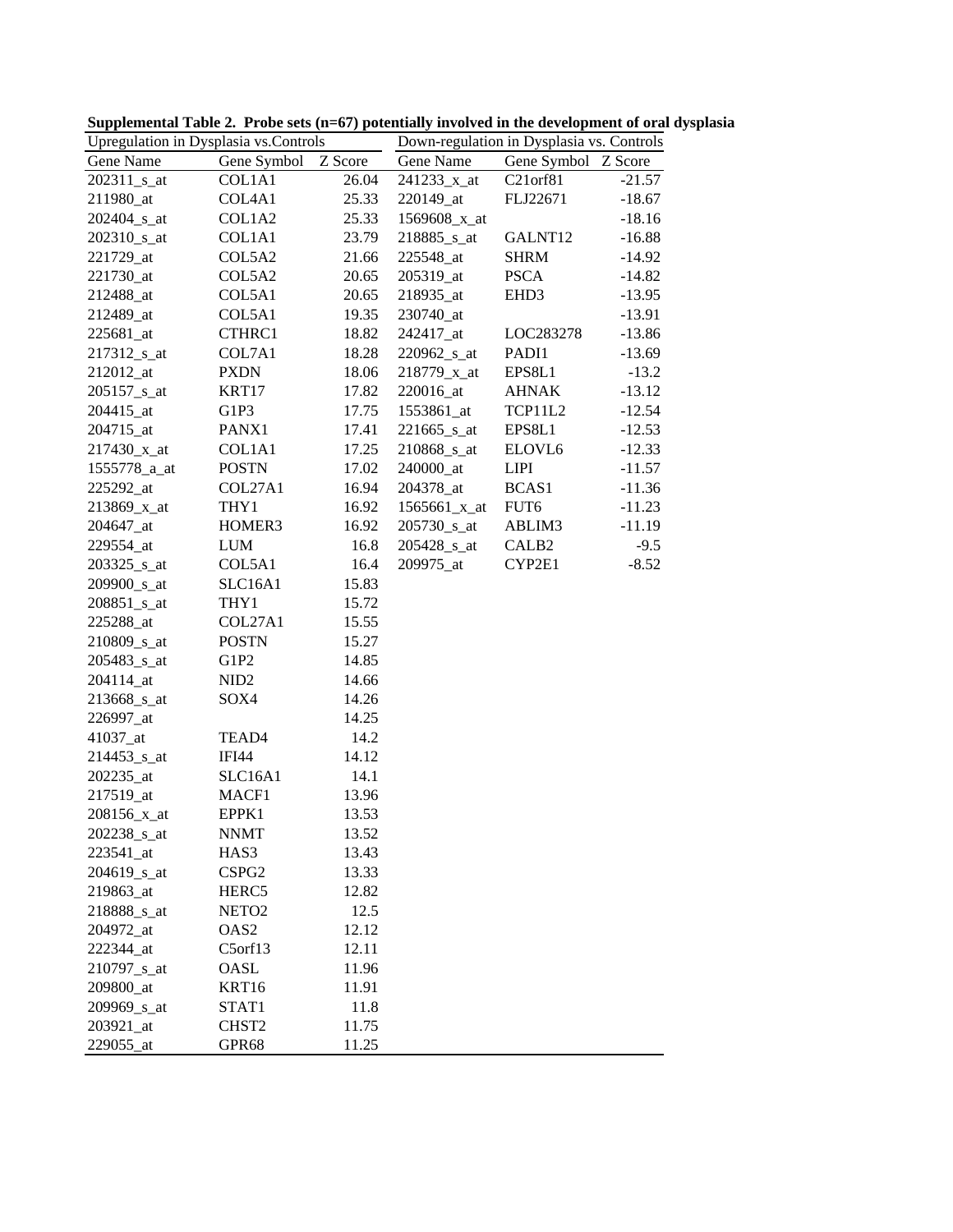**Supplemental Table 2. Probe sets (n=67) potentially involved in the development of oral dysplasia**

| Upregulation in Dysplasia vs.Controls | | | Down-regulation in Dysplasia vs. Controls | | |
|---|---|---|---|---|---|
| Gene Name | Gene Symbol | Z Score | Gene Name | Gene Symbol | Z Score |
| 202311_s_at | COL1A1 | 26.04 | 241233_x_at | C21orf81 | -21.57 |
| 211980_at | COL4A1 | 25.33 | 220149_at | FLJ22671 | -18.67 |
| 202404_s_at | COL1A2 | 25.33 | 1569608_x_at | | -18.16 |
| 202310_s_at | COL1A1 | 23.79 | 218885_s_at | GALNT12 | -16.88 |
| 221729_at | COL5A2 | 21.66 | 225548_at | SHRM | -14.92 |
| 221730_at | COL5A2 | 20.65 | 205319_at | PSCA | -14.82 |
| 212488_at | COL5A1 | 20.65 | 218935_at | EHD3 | -13.95 |
| 212489_at | COL5A1 | 19.35 | 230740_at | | -13.91 |
| 225681_at | CTHRC1 | 18.82 | 242417_at | LOC283278 | -13.86 |
| 217312_s_at | COL7A1 | 18.28 | 220962_s_at | PADI1 | -13.69 |
| 212012_at | PXDN | 18.06 | 218779_x_at | EPS8L1 | -13.2 |
| 205157_s_at | KRT17 | 17.82 | 220016_at | AHNAK | -13.12 |
| 204415_at | G1P3 | 17.75 | 1553861_at | TCP11L2 | -12.54 |
| 204715_at | PANX1 | 17.41 | 221665_s_at | EPS8L1 | -12.53 |
| 217430_x_at | COL1A1 | 17.25 | 210868_s_at | ELOVL6 | -12.33 |
| 1555778_a_at | POSTN | 17.02 | 240000_at | LIPI | -11.57 |
| 225292_at | COL27A1 | 16.94 | 204378_at | BCAS1 | -11.36 |
| 213869_x_at | THY1 | 16.92 | 1565661_x_at | FUT6 | -11.23 |
| 204647_at | HOMER3 | 16.92 | 205730_s_at | ABLIM3 | -11.19 |
| 229554_at | LUM | 16.8 | 205428_s_at | CALB2 | -9.5 |
| 203325_s_at | COL5A1 | 16.4 | 209975_at | CYP2E1 | -8.52 |
| 209900_s_at | SLC16A1 | 15.83 | | | |
| 208851_s_at | THY1 | 15.72 | | | |
| 225288_at | COL27A1 | 15.55 | | | |
| 210809_s_at | POSTN | 15.27 | | | |
| 205483_s_at | G1P2 | 14.85 | | | |
| 204114_at | NID2 | 14.66 | | | |
| 213668_s_at | SOX4 | 14.26 | | | |
| 226997_at | | 14.25 | | | |
| 41037_at | TEAD4 | 14.2 | | | |
| 214453_s_at | IFI44 | 14.12 | | | |
| 202235_at | SLC16A1 | 14.1 | | | |
| 217519_at | MACF1 | 13.96 | | | |
| 208156_x_at | EPPK1 | 13.53 | | | |
| 202238_s_at | NNMT | 13.52 | | | |
| 223541_at | HAS3 | 13.43 | | | |
| 204619_s_at | CSPG2 | 13.33 | | | |
| 219863_at | HERC5 | 12.82 | | | |
| 218888_s_at | NETO2 | 12.5 | | | |
| 204972_at | OAS2 | 12.12 | | | |
| 222344_at | C5orf13 | 12.11 | | | |
| 210797_s_at | OASL | 11.96 | | | |
| 209800_at | KRT16 | 11.91 | | | |
| 209969_s_at | STAT1 | 11.8 | | | |
| 203921_at | CHST2 | 11.75 | | | |
| 229055_at | GPR68 | 11.25 | | | |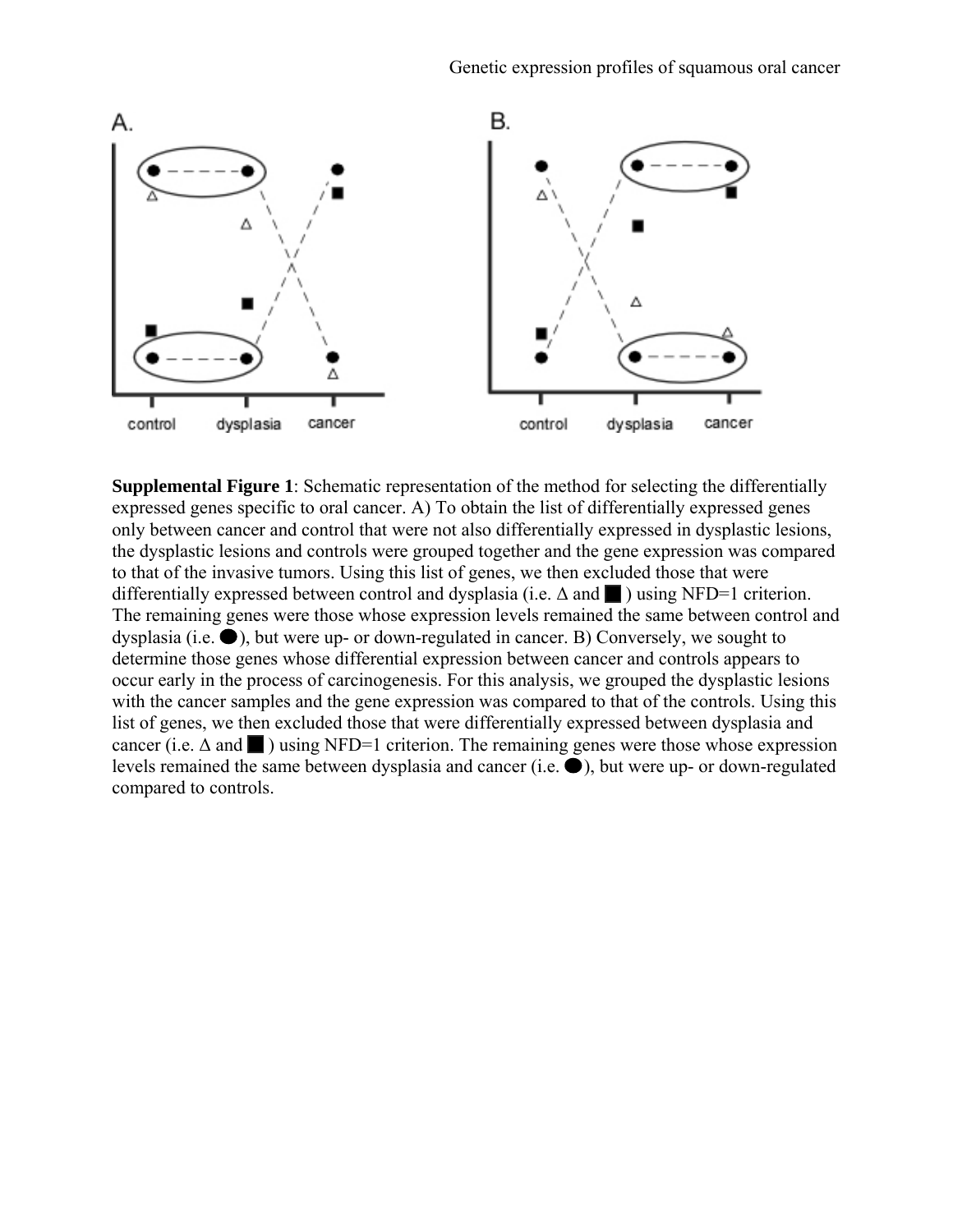**Supplemental Figure 1**: Schematic representation of the method for selecting the differentially expressed genes specific to oral cancer. A) To obtain the list of differentially expressed genes only between cancer and control that were not also differentially expressed in dysplastic lesions, the dysplastic lesions and controls were grouped together and the gene expression was compared to that of the invasive tumors. Using this list of genes, we then excluded those that were differentially expressed between control and dysplasia (i.e. Δ and ■ ) using NFD=1 criterion. The remaining genes were those whose expression levels remained the same between control and dysplasia (i.e. ●), but were up- or down-regulated in cancer. B) Conversely, we sought to determine those genes whose differential expression between cancer and controls appears to occur early in the process of carcinogenesis. For this analysis, we grouped the dysplastic lesions with the cancer samples and the gene expression was compared to that of the controls. Using this list of genes, we then excluded those that were differentially expressed between dysplasia and cancer (i.e. Δ and ■ ) using NFD=1 criterion. The remaining genes were those whose expression levels remained the same between dysplasia and cancer (i.e. ●), but were up- or down-regulated compared to controls.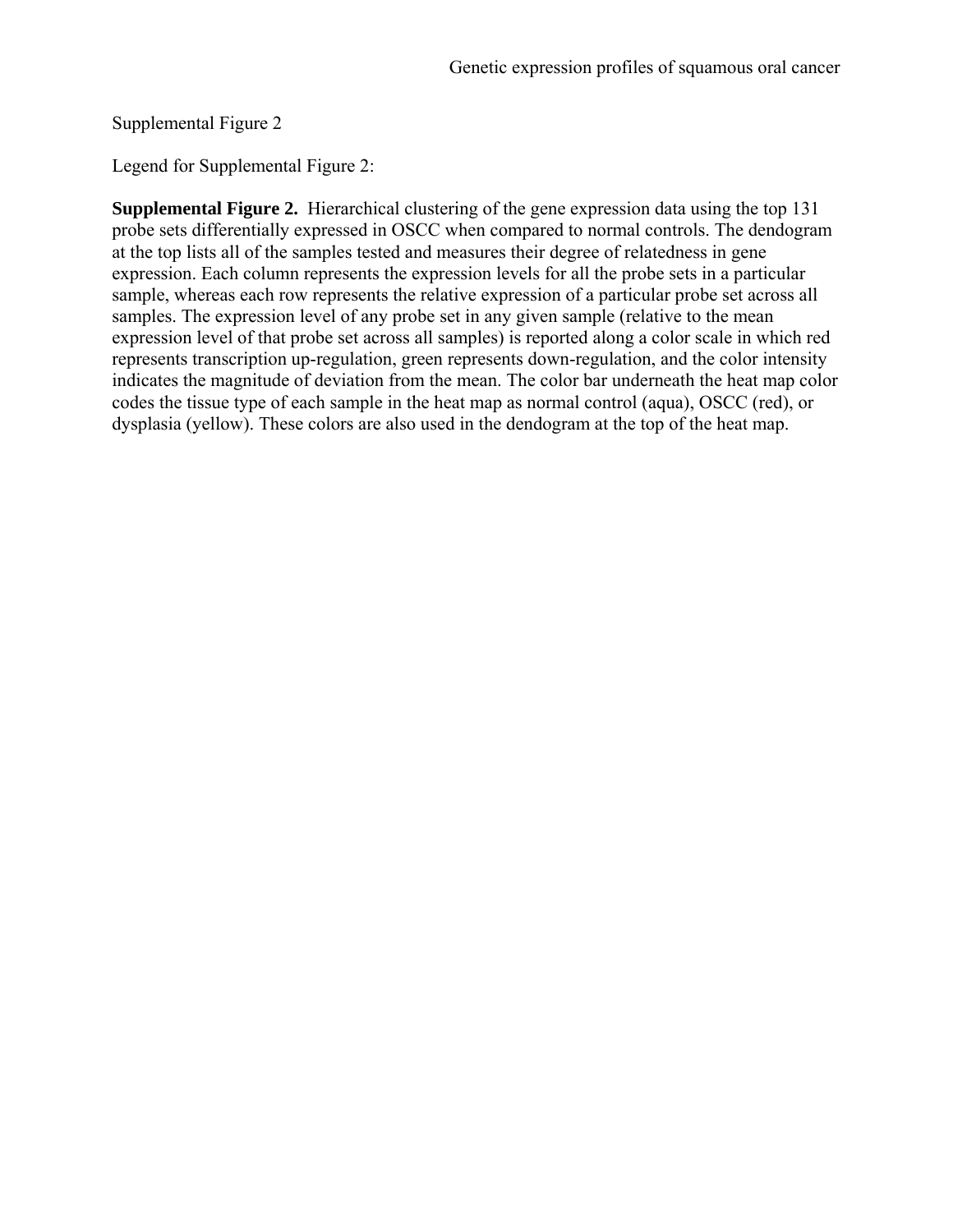Supplemental Figure 2

Legend for Supplemental Figure 2:

**Supplemental Figure 2.** Hierarchical clustering of the gene expression data using the top 131 probe sets differentially expressed in OSCC when compared to normal controls. The dendogram at the top lists all of the samples tested and measures their degree of relatedness in gene expression. Each column represents the expression levels for all the probe sets in a particular sample, whereas each row represents the relative expression of a particular probe set across all samples. The expression level of any probe set in any given sample (relative to the mean expression level of that probe set across all samples) is reported along a color scale in which red represents transcription up-regulation, green represents down-regulation, and the color intensity indicates the magnitude of deviation from the mean. The color bar underneath the heat map color codes the tissue type of each sample in the heat map as normal control (aqua), OSCC (red), or dysplasia (yellow). These colors are also used in the dendogram at the top of the heat map.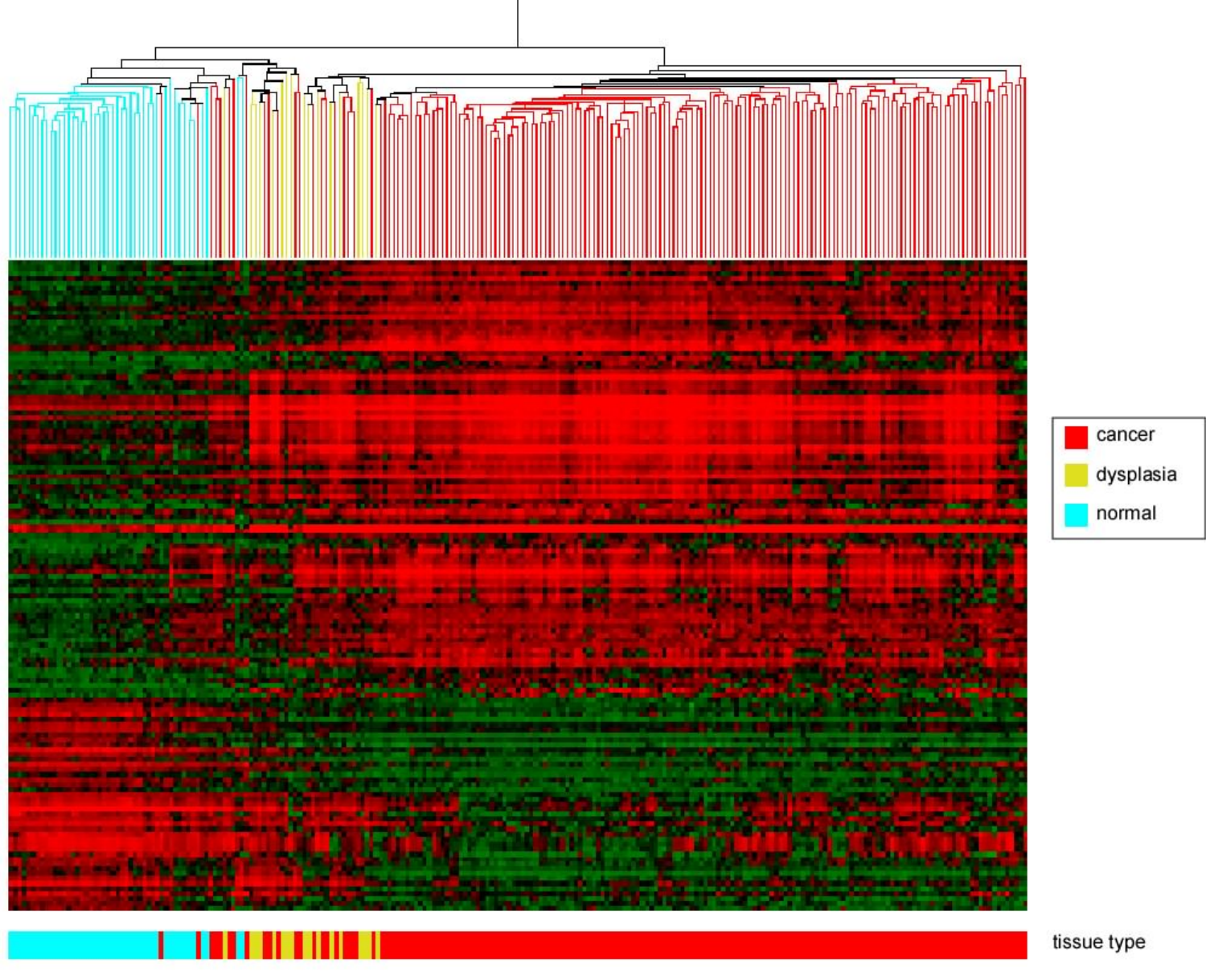cancer

dysplasia

normal

tissue type